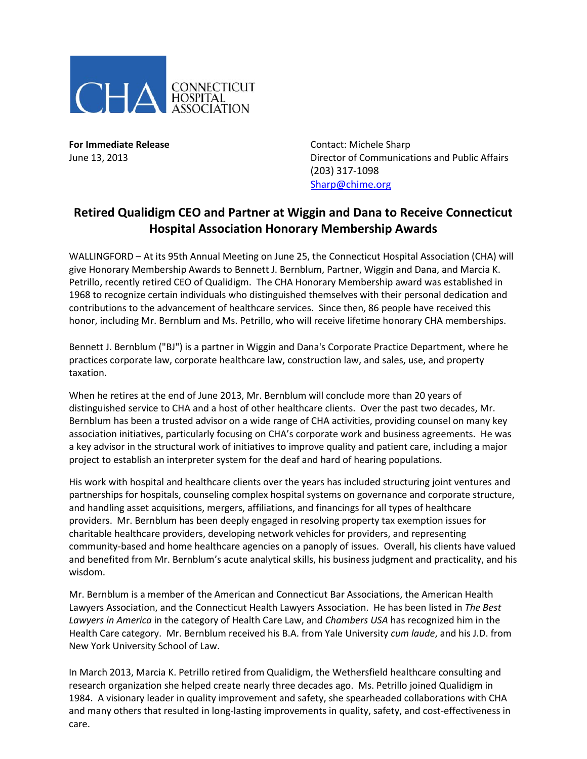CHA CONNECTICUT HOSPITAL ASSOCIATION

**For Immediate Release**
June 13, 2013

Contact: Michele Sharp
Director of Communications and Public Affairs
(203) 317-1098
Sharp@chime.org

## Retired Qualidigm CEO and Partner at Wiggin and Dana to Receive Connecticut Hospital Association Honorary Membership Awards

WALLINGFORD – At its 95th Annual Meeting on June 25, the Connecticut Hospital Association (CHA) will give Honorary Membership Awards to Bennett J. Bernblum, Partner, Wiggin and Dana, and Marcia K. Petrillo, recently retired CEO of Qualidigm. The CHA Honorary Membership award was established in 1968 to recognize certain individuals who distinguished themselves with their personal dedication and contributions to the advancement of healthcare services. Since then, 86 people have received this honor, including Mr. Bernblum and Ms. Petrillo, who will receive lifetime honorary CHA memberships.

Bennett J. Bernblum ("BJ") is a partner in Wiggin and Dana's Corporate Practice Department, where he practices corporate law, corporate healthcare law, construction law, and sales, use, and property taxation.

When he retires at the end of June 2013, Mr. Bernblum will conclude more than 20 years of distinguished service to CHA and a host of other healthcare clients. Over the past two decades, Mr. Bernblum has been a trusted advisor on a wide range of CHA activities, providing counsel on many key association initiatives, particularly focusing on CHA's corporate work and business agreements. He was a key advisor in the structural work of initiatives to improve quality and patient care, including a major project to establish an interpreter system for the deaf and hard of hearing populations.

His work with hospital and healthcare clients over the years has included structuring joint ventures and partnerships for hospitals, counseling complex hospital systems on governance and corporate structure, and handling asset acquisitions, mergers, affiliations, and financings for all types of healthcare providers. Mr. Bernblum has been deeply engaged in resolving property tax exemption issues for charitable healthcare providers, developing network vehicles for providers, and representing community-based and home healthcare agencies on a panoply of issues. Overall, his clients have valued and benefited from Mr. Bernblum's acute analytical skills, his business judgment and practicality, and his wisdom.

Mr. Bernblum is a member of the American and Connecticut Bar Associations, the American Health Lawyers Association, and the Connecticut Health Lawyers Association. He has been listed in *The Best Lawyers in America* in the category of Health Care Law, and *Chambers USA* has recognized him in the Health Care category. Mr. Bernblum received his B.A. from Yale University *cum laude*, and his J.D. from New York University School of Law.

In March 2013, Marcia K. Petrillo retired from Qualidigm, the Wethersfield healthcare consulting and research organization she helped create nearly three decades ago. Ms. Petrillo joined Qualidigm in 1984. A visionary leader in quality improvement and safety, she spearheaded collaborations with CHA and many others that resulted in long-lasting improvements in quality, safety, and cost-effectiveness in care.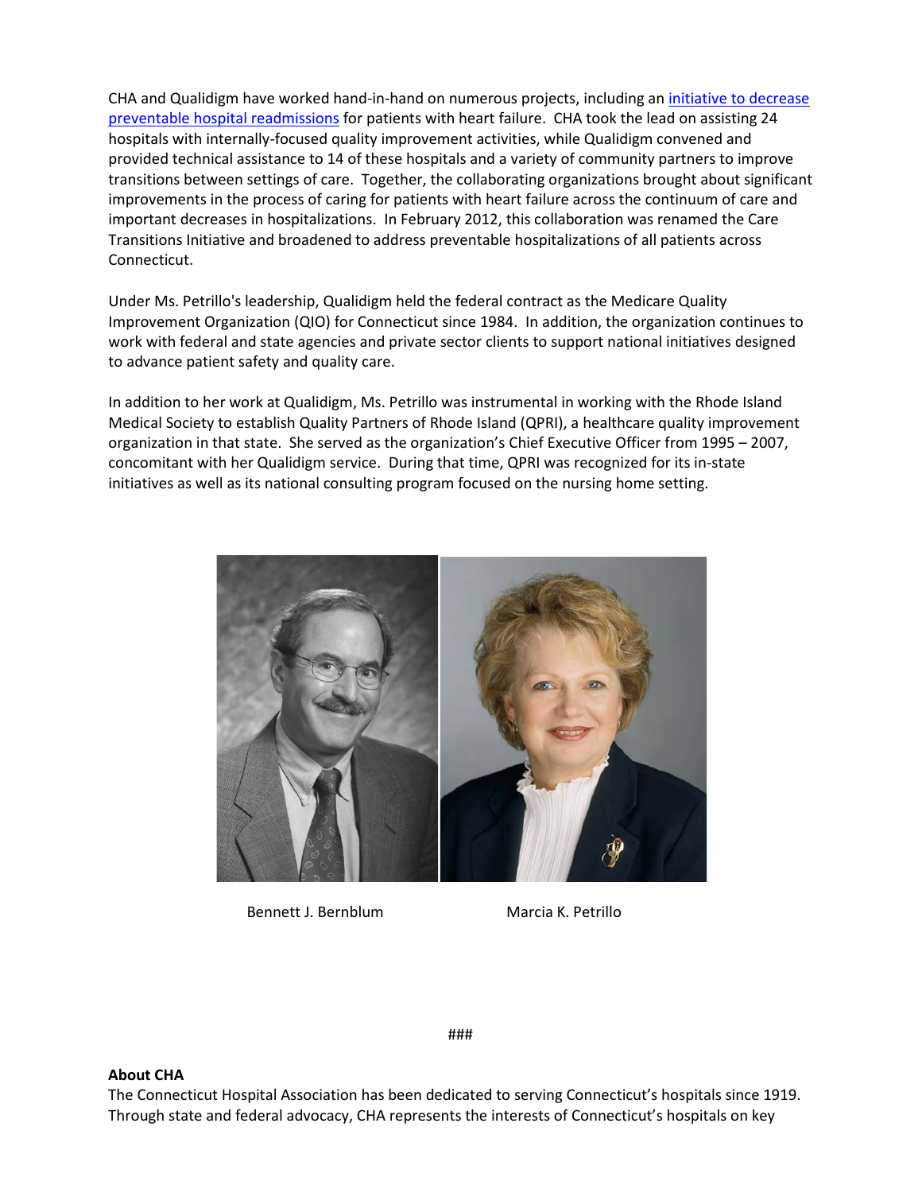CHA and Qualidigm have worked hand-in-hand on numerous projects, including an initiative to decrease preventable hospital readmissions for patients with heart failure. CHA took the lead on assisting 24 hospitals with internally-focused quality improvement activities, while Qualidigm convened and provided technical assistance to 14 of these hospitals and a variety of community partners to improve transitions between settings of care. Together, the collaborating organizations brought about significant improvements in the process of caring for patients with heart failure across the continuum of care and important decreases in hospitalizations. In February 2012, this collaboration was renamed the Care Transitions Initiative and broadened to address preventable hospitalizations of all patients across Connecticut.

Under Ms. Petrillo's leadership, Qualidigm held the federal contract as the Medicare Quality Improvement Organization (QIO) for Connecticut since 1984. In addition, the organization continues to work with federal and state agencies and private sector clients to support national initiatives designed to advance patient safety and quality care.

In addition to her work at Qualidigm, Ms. Petrillo was instrumental in working with the Rhode Island Medical Society to establish Quality Partners of Rhode Island (QPRI), a healthcare quality improvement organization in that state. She served as the organization's Chief Executive Officer from 1995 – 2007, concomitant with her Qualidigm service. During that time, QPRI was recognized for its in-state initiatives as well as its national consulting program focused on the nursing home setting.

Bennett J. Bernblum

Marcia K. Petrillo

###

**About CHA**

The Connecticut Hospital Association has been dedicated to serving Connecticut's hospitals since 1919. Through state and federal advocacy, CHA represents the interests of Connecticut's hospitals on key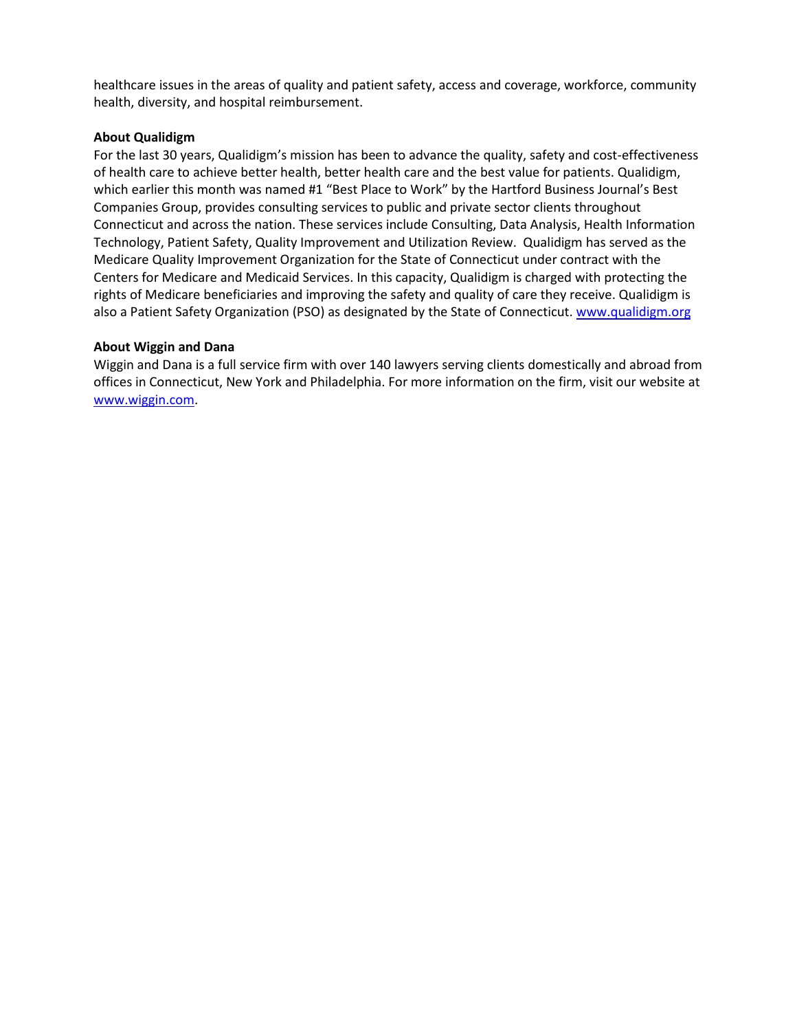healthcare issues in the areas of quality and patient safety, access and coverage, workforce, community health, diversity, and hospital reimbursement.

**About Qualidigm**

For the last 30 years, Qualidigm's mission has been to advance the quality, safety and cost-effectiveness of health care to achieve better health, better health care and the best value for patients. Qualidigm, which earlier this month was named #1 "Best Place to Work" by the Hartford Business Journal's Best Companies Group, provides consulting services to public and private sector clients throughout Connecticut and across the nation. These services include Consulting, Data Analysis, Health Information Technology, Patient Safety, Quality Improvement and Utilization Review. Qualidigm has served as the Medicare Quality Improvement Organization for the State of Connecticut under contract with the Centers for Medicare and Medicaid Services. In this capacity, Qualidigm is charged with protecting the rights of Medicare beneficiaries and improving the safety and quality of care they receive. Qualidigm is also a Patient Safety Organization (PSO) as designated by the State of Connecticut. [www.qualidigm.org](http://www.qualidigm.org)

**About Wiggin and Dana**

Wiggin and Dana is a full service firm with over 140 lawyers serving clients domestically and abroad from offices in Connecticut, New York and Philadelphia. For more information on the firm, visit our website at [www.wiggin.com](http://www.wiggin.com).